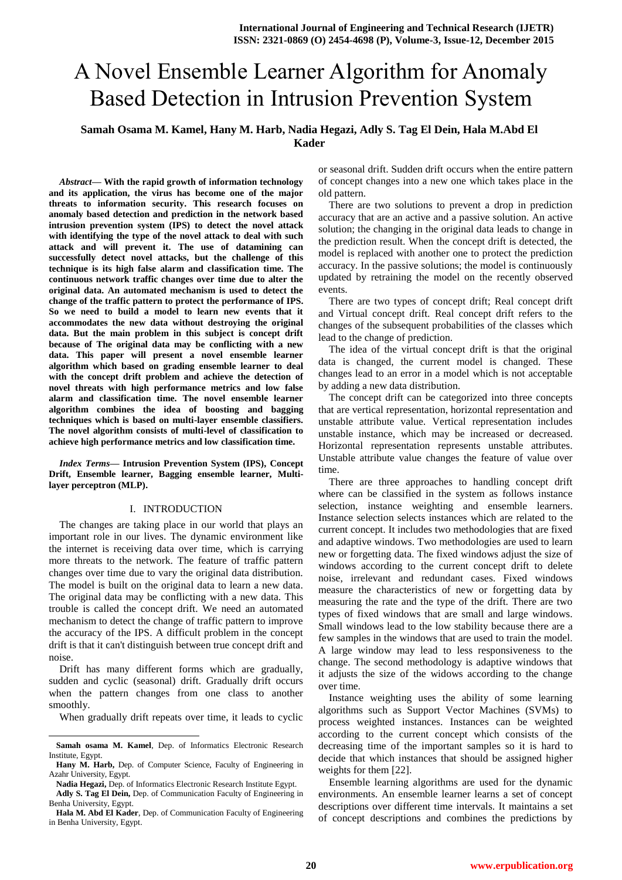# A Novel Ensemble Learner Algorithm for Anomaly Based Detection in Intrusion Prevention System

**Samah Osama M. Kamel, Hany M. Harb, Nadia Hegazi, Adly S. Tag El Dein, Hala M.Abd El Kader**

***Abstract*— With the rapid growth of information technology and its application, the virus has become one of the major threats to information security. This research focuses on anomaly based detection and prediction in the network based intrusion prevention system (IPS) to detect the novel attack with identifying the type of the novel attack to deal with such attack and will prevent it. The use of datamining can successfully detect novel attacks, but the challenge of this technique is its high false alarm and classification time. The continuous network traffic changes over time due to alter the original data. An automated mechanism is used to detect the change of the traffic pattern to protect the performance of IPS. So we need to build a model to learn new events that it accommodates the new data without destroying the original data. But the main problem in this subject is concept drift because of The original data may be conflicting with a new data. This paper will present a novel ensemble learner algorithm which based on grading ensemble learner to deal with the concept drift problem and achieve the detection of novel threats with high performance metrics and low false alarm and classification time. The novel ensemble learner algorithm combines the idea of boosting and bagging techniques which is based on multi-layer ensemble classifiers. The novel algorithm consists of multi-level of classification to achieve high performance metrics and low classification time.**

***Index Terms*— Intrusion Prevention System (IPS), Concept Drift, Ensemble learner, Bagging ensemble learner, Multi-layer perceptron (MLP).**

## I. INTRODUCTION

The changes are taking place in our world that plays an important role in our lives. The dynamic environment like the internet is receiving data over time, which is carrying more threats to the network. The feature of traffic pattern changes over time due to vary the original data distribution. The model is built on the original data to learn a new data. The original data may be conflicting with a new data. This trouble is called the concept drift. We need an automated mechanism to detect the change of traffic pattern to improve the accuracy of the IPS. A difficult problem in the concept drift is that it can't distinguish between true concept drift and noise.

Drift has many different forms which are gradually, sudden and cyclic (seasonal) drift. Gradually drift occurs when the pattern changes from one class to another smoothly.

When gradually drift repeats over time, it leads to cyclic or seasonal drift. Sudden drift occurs when the entire pattern of concept changes into a new one which takes place in the old pattern.

There are two solutions to prevent a drop in prediction accuracy that are an active and a passive solution. An active solution; the changing in the original data leads to change in the prediction result. When the concept drift is detected, the model is replaced with another one to protect the prediction accuracy. In the passive solutions; the model is continuously updated by retraining the model on the recently observed events.

There are two types of concept drift; Real concept drift and Virtual concept drift. Real concept drift refers to the changes of the subsequent probabilities of the classes which lead to the change of prediction.

The idea of the virtual concept drift is that the original data is changed, the current model is changed. These changes lead to an error in a model which is not acceptable by adding a new data distribution.

The concept drift can be categorized into three concepts that are vertical representation, horizontal representation and unstable attribute value. Vertical representation includes unstable instance, which may be increased or decreased. Horizontal representation represents unstable attributes. Unstable attribute value changes the feature of value over time.

There are three approaches to handling concept drift where can be classified in the system as follows instance selection, instance weighting and ensemble learners. Instance selection selects instances which are related to the current concept. It includes two methodologies that are fixed and adaptive windows. Two methodologies are used to learn new or forgetting data. The fixed windows adjust the size of windows according to the current concept drift to delete noise, irrelevant and redundant cases. Fixed windows measure the characteristics of new or forgetting data by measuring the rate and the type of the drift. There are two types of fixed windows that are small and large windows. Small windows lead to the low stability because there are a few samples in the windows that are used to train the model. A large window may lead to less responsiveness to the change. The second methodology is adaptive windows that it adjusts the size of the widows according to the change over time.

Instance weighting uses the ability of some learning algorithms such as Support Vector Machines (SVMs) to process weighted instances. Instances can be weighted according to the current concept which consists of the decreasing time of the important samples so it is hard to decide that which instances that should be assigned higher weights for them [22].

Ensemble learning algorithms are used for the dynamic environments. An ensemble learner learns a set of concept descriptions over different time intervals. It maintains a set of concept descriptions and combines the predictions by

---

**Samah osama M. Kamel**, Dep. of Informatics Electronic Research Institute, Egypt.

**Hany M. Harb,** Dep. of Computer Science, Faculty of Engineering in Azahr University, Egypt.

**Nadia Hegazi,** Dep. of Informatics Electronic Research Institute Egypt.

**Adly S. Tag El Dein,** Dep. of Communication Faculty of Engineering in Benha University, Egypt.

**Hala M. Abd El Kader**, Dep. of Communication Faculty of Engineering in Benha University, Egypt.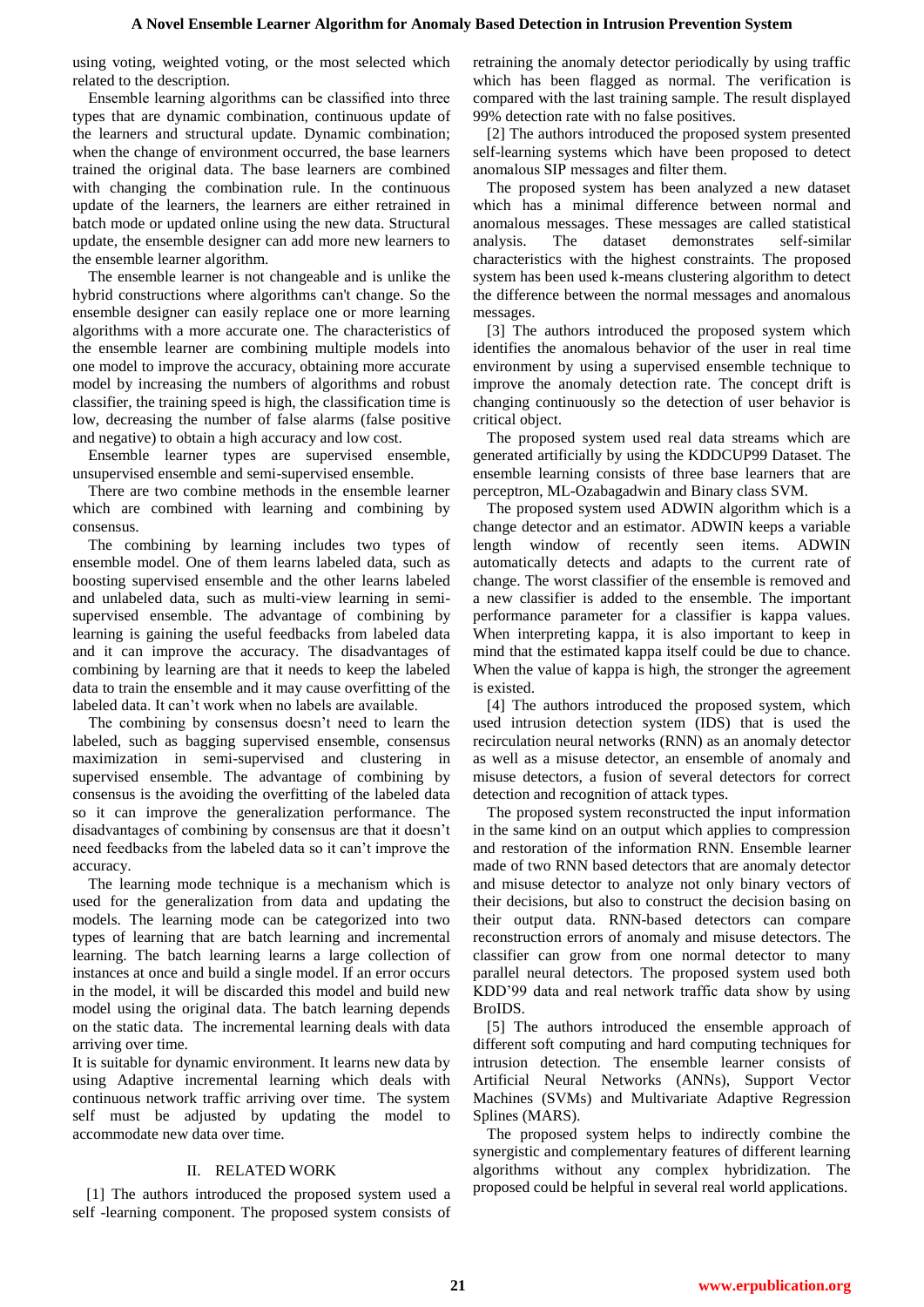using voting, weighted voting, or the most selected which related to the description.

Ensemble learning algorithms can be classified into three types that are dynamic combination, continuous update of the learners and structural update. Dynamic combination; when the change of environment occurred, the base learners trained the original data. The base learners are combined with changing the combination rule. In the continuous update of the learners, the learners are either retrained in batch mode or updated online using the new data. Structural update, the ensemble designer can add more new learners to the ensemble learner algorithm.

The ensemble learner is not changeable and is unlike the hybrid constructions where algorithms can't change. So the ensemble designer can easily replace one or more learning algorithms with a more accurate one. The characteristics of the ensemble learner are combining multiple models into one model to improve the accuracy, obtaining more accurate model by increasing the numbers of algorithms and robust classifier, the training speed is high, the classification time is low, decreasing the number of false alarms (false positive and negative) to obtain a high accuracy and low cost.

Ensemble learner types are supervised ensemble, unsupervised ensemble and semi-supervised ensemble.

There are two combine methods in the ensemble learner which are combined with learning and combining by consensus.

The combining by learning includes two types of ensemble model. One of them learns labeled data, such as boosting supervised ensemble and the other learns labeled and unlabeled data, such as multi-view learning in semi-supervised ensemble. The advantage of combining by learning is gaining the useful feedbacks from labeled data and it can improve the accuracy. The disadvantages of combining by learning are that it needs to keep the labeled data to train the ensemble and it may cause overfitting of the labeled data. It can't work when no labels are available.

The combining by consensus doesn't need to learn the labeled, such as bagging supervised ensemble, consensus maximization in semi-supervised and clustering in supervised ensemble. The advantage of combining by consensus is the avoiding the overfitting of the labeled data so it can improve the generalization performance. The disadvantages of combining by consensus are that it doesn't need feedbacks from the labeled data so it can't improve the accuracy.

The learning mode technique is a mechanism which is used for the generalization from data and updating the models. The learning mode can be categorized into two types of learning that are batch learning and incremental learning. The batch learning learns a large collection of instances at once and build a single model. If an error occurs in the model, it will be discarded this model and build new model using the original data. The batch learning depends on the static data. The incremental learning deals with data arriving over time.

It is suitable for dynamic environment. It learns new data by using Adaptive incremental learning which deals with continuous network traffic arriving over time. The system self must be adjusted by updating the model to accommodate new data over time.

## II. RELATED WORK

[1] The authors introduced the proposed system used a self -learning component. The proposed system consists of retraining the anomaly detector periodically by using traffic which has been flagged as normal. The verification is compared with the last training sample. The result displayed 99% detection rate with no false positives.

[2] The authors introduced the proposed system presented self-learning systems which have been proposed to detect anomalous SIP messages and filter them.

The proposed system has been analyzed a new dataset which has a minimal difference between normal and anomalous messages. These messages are called statistical analysis. The dataset demonstrates self-similar characteristics with the highest constraints. The proposed system has been used k-means clustering algorithm to detect the difference between the normal messages and anomalous messages.

[3] The authors introduced the proposed system which identifies the anomalous behavior of the user in real time environment by using a supervised ensemble technique to improve the anomaly detection rate. The concept drift is changing continuously so the detection of user behavior is critical object.

The proposed system used real data streams which are generated artificially by using the KDDCUP99 Dataset. The ensemble learning consists of three base learners that are perceptron, ML-Ozabagadwin and Binary class SVM.

The proposed system used ADWIN algorithm which is a change detector and an estimator. ADWIN keeps a variable length window of recently seen items. ADWIN automatically detects and adapts to the current rate of change. The worst classifier of the ensemble is removed and a new classifier is added to the ensemble. The important performance parameter for a classifier is kappa values. When interpreting kappa, it is also important to keep in mind that the estimated kappa itself could be due to chance. When the value of kappa is high, the stronger the agreement is existed.

[4] The authors introduced the proposed system, which used intrusion detection system (IDS) that is used the recirculation neural networks (RNN) as an anomaly detector as well as a misuse detector, an ensemble of anomaly and misuse detectors, a fusion of several detectors for correct detection and recognition of attack types.

The proposed system reconstructed the input information in the same kind on an output which applies to compression and restoration of the information RNN. Ensemble learner made of two RNN based detectors that are anomaly detector and misuse detector to analyze not only binary vectors of their decisions, but also to construct the decision basing on their output data. RNN-based detectors can compare reconstruction errors of anomaly and misuse detectors. The classifier can grow from one normal detector to many parallel neural detectors. The proposed system used both KDD'99 data and real network traffic data show by using BroIDS.

[5] The authors introduced the ensemble approach of different soft computing and hard computing techniques for intrusion detection. The ensemble learner consists of Artificial Neural Networks (ANNs), Support Vector Machines (SVMs) and Multivariate Adaptive Regression Splines (MARS).

The proposed system helps to indirectly combine the synergistic and complementary features of different learning algorithms without any complex hybridization. The proposed could be helpful in several real world applications.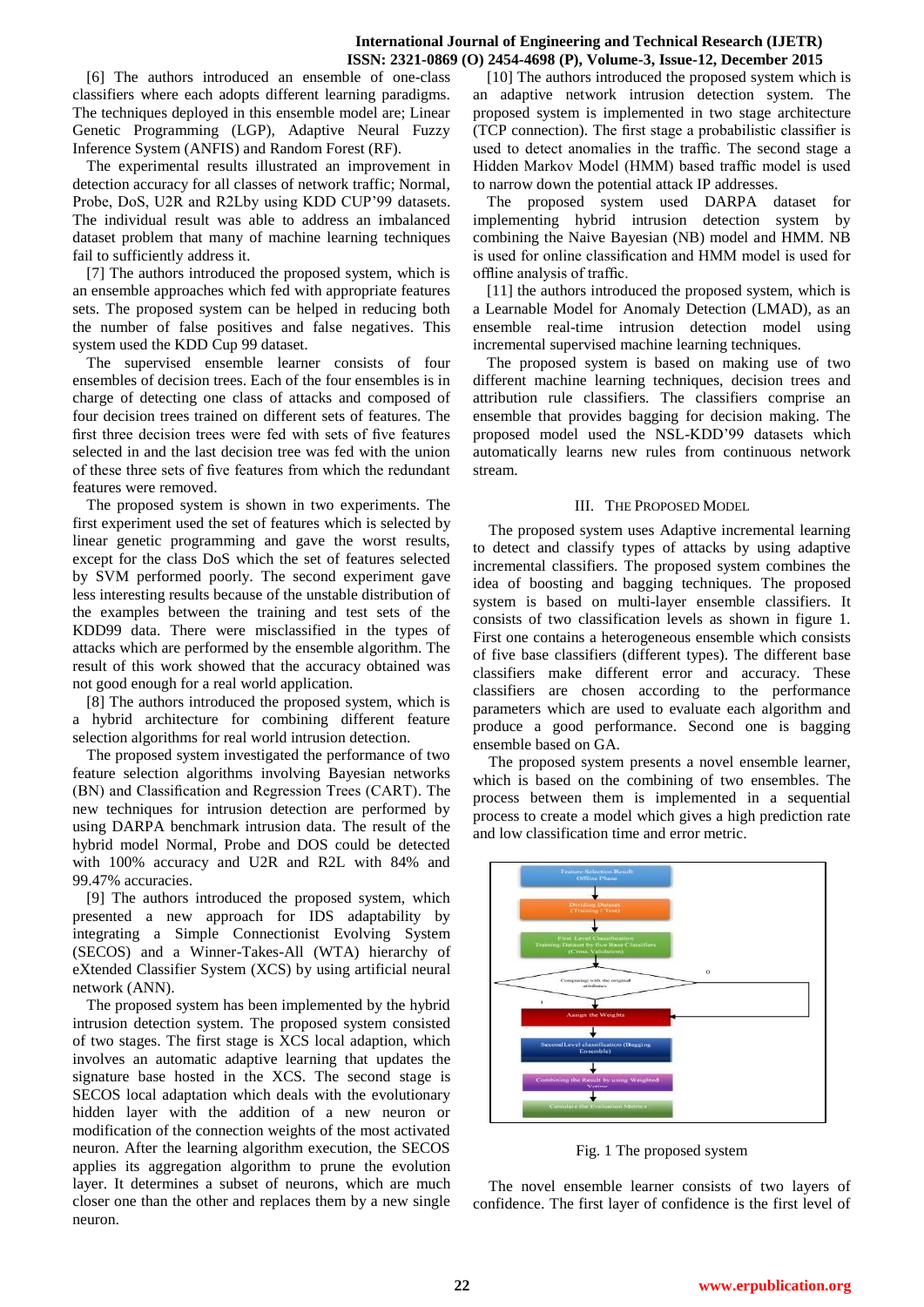[6] The authors introduced an ensemble of one-class classifiers where each adopts different learning paradigms. The techniques deployed in this ensemble model are; Linear Genetic Programming (LGP), Adaptive Neural Fuzzy Inference System (ANFIS) and Random Forest (RF).

The experimental results illustrated an improvement in detection accuracy for all classes of network traffic; Normal, Probe, DoS, U2R and R2Lby using KDD CUP'99 datasets. The individual result was able to address an imbalanced dataset problem that many of machine learning techniques fail to sufficiently address it.

[7] The authors introduced the proposed system, which is an ensemble approaches which fed with appropriate features sets. The proposed system can be helped in reducing both the number of false positives and false negatives. This system used the KDD Cup 99 dataset.

The supervised ensemble learner consists of four ensembles of decision trees. Each of the four ensembles is in charge of detecting one class of attacks and composed of four decision trees trained on different sets of features. The first three decision trees were fed with sets of five features selected in and the last decision tree was fed with the union of these three sets of five features from which the redundant features were removed.

The proposed system is shown in two experiments. The first experiment used the set of features which is selected by linear genetic programming and gave the worst results, except for the class DoS which the set of features selected by SVM performed poorly. The second experiment gave less interesting results because of the unstable distribution of the examples between the training and test sets of the KDD99 data. There were misclassified in the types of attacks which are performed by the ensemble algorithm. The result of this work showed that the accuracy obtained was not good enough for a real world application.

[8] The authors introduced the proposed system, which is a hybrid architecture for combining different feature selection algorithms for real world intrusion detection.

The proposed system investigated the performance of two feature selection algorithms involving Bayesian networks (BN) and Classification and Regression Trees (CART). The new techniques for intrusion detection are performed by using DARPA benchmark intrusion data. The result of the hybrid model Normal, Probe and DOS could be detected with 100% accuracy and U2R and R2L with 84% and 99.47% accuracies.

[9] The authors introduced the proposed system, which presented a new approach for IDS adaptability by integrating a Simple Connectionist Evolving System (SECOS) and a Winner-Takes-All (WTA) hierarchy of eXtended Classifier System (XCS) by using artificial neural network (ANN).

The proposed system has been implemented by the hybrid intrusion detection system. The proposed system consisted of two stages. The first stage is XCS local adaption, which involves an automatic adaptive learning that updates the signature base hosted in the XCS. The second stage is SECOS local adaptation which deals with the evolutionary hidden layer with the addition of a new neuron or modification of the connection weights of the most activated neuron. After the learning algorithm execution, the SECOS applies its aggregation algorithm to prune the evolution layer. It determines a subset of neurons, which are much closer one than the other and replaces them by a new single neuron.

[10] The authors introduced the proposed system which is an adaptive network intrusion detection system. The proposed system is implemented in two stage architecture (TCP connection). The first stage a probabilistic classifier is used to detect anomalies in the traffic. The second stage a Hidden Markov Model (HMM) based traffic model is used to narrow down the potential attack IP addresses.

The proposed system used DARPA dataset for implementing hybrid intrusion detection system by combining the Naive Bayesian (NB) model and HMM. NB is used for online classification and HMM model is used for offline analysis of traffic.

[11] the authors introduced the proposed system, which is a Learnable Model for Anomaly Detection (LMAD), as an ensemble real-time intrusion detection model using incremental supervised machine learning techniques.

The proposed system is based on making use of two different machine learning techniques, decision trees and attribution rule classifiers. The classifiers comprise an ensemble that provides bagging for decision making. The proposed model used the NSL-KDD'99 datasets which automatically learns new rules from continuous network stream.

## III. The Proposed Model

The proposed system uses Adaptive incremental learning to detect and classify types of attacks by using adaptive incremental classifiers. The proposed system combines the idea of boosting and bagging techniques. The proposed system is based on multi-layer ensemble classifiers. It consists of two classification levels as shown in figure 1. First one contains a heterogeneous ensemble which consists of five base classifiers (different types). The different base classifiers make different error and accuracy. These classifiers are chosen according to the performance parameters which are used to evaluate each algorithm and produce a good performance. Second one is bagging ensemble based on GA.

The proposed system presents a novel ensemble learner, which is based on the combining of two ensembles. The process between them is implemented in a sequential process to create a model which gives a high prediction rate and low classification time and error metric.

Fig. 1 The proposed system

The novel ensemble learner consists of two layers of confidence. The first layer of confidence is the first level of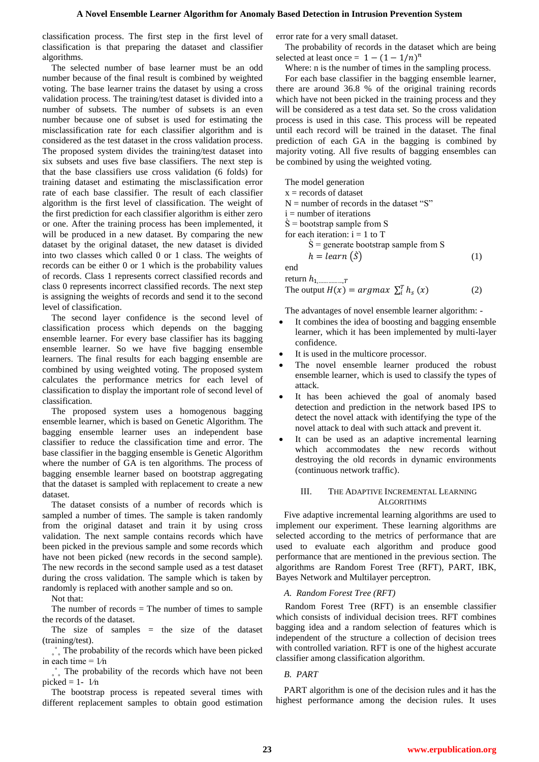classification process. The first step in the first level of classification is that preparing the dataset and classifier algorithms.

The selected number of base learner must be an odd number because of the final result is combined by weighted voting. The base learner trains the dataset by using a cross validation process. The training/test dataset is divided into a number of subsets. The number of subsets is an even number because one of subset is used for estimating the misclassification rate for each classifier algorithm and is considered as the test dataset in the cross validation process. The proposed system divides the training/test dataset into six subsets and uses five base classifiers. The next step is that the base classifiers use cross validation (6 folds) for training dataset and estimating the misclassification error rate of each base classifier. The result of each classifier algorithm is the first level of classification. The weight of the first prediction for each classifier algorithm is either zero or one. After the training process has been implemented, it will be produced in a new dataset. By comparing the new dataset by the original dataset, the new dataset is divided into two classes which called 0 or 1 class. The weights of records can be either 0 or 1 which is the probability values of records. Class 1 represents correct classified records and class 0 represents incorrect classified records. The next step is assigning the weights of records and send it to the second level of classification.

The second layer confidence is the second level of classification process which depends on the bagging ensemble learner. For every base classifier has its bagging ensemble learner. So we have five bagging ensemble learners. The final results for each bagging ensemble are combined by using weighted voting. The proposed system calculates the performance metrics for each level of classification to display the important role of second level of classification.

The proposed system uses a homogenous bagging ensemble learner, which is based on Genetic Algorithm. The bagging ensemble learner uses an independent base classifier to reduce the classification time and error. The base classifier in the bagging ensemble is Genetic Algorithm where the number of GA is ten algorithms. The process of bagging ensemble learner based on bootstrap aggregating that the dataset is sampled with replacement to create a new dataset.

The dataset consists of a number of records which is sampled a number of times. The sample is taken randomly from the original dataset and train it by using cross validation. The next sample contains records which have been picked in the previous sample and some records which have not been picked (new records in the second sample). The new records in the second sample used as a test dataset during the cross validation. The sample which is taken by randomly is replaced with another sample and so on.

Not that:

The number of records = The number of times to sample the records of the dataset.

The size of samples = the size of the dataset (training/test).

∴ The probability of the records which have been picked in each time = 1/n

∴ The probability of the records which have not been picked = 1- 1/n

The bootstrap process is repeated several times with different replacement samples to obtain good estimation error rate for a very small dataset.

The probability of records in the dataset which are being selected at least once = $1-(1-1/n)^n$

Where: n is the number of times in the sampling process.

For each base classifier in the bagging ensemble learner, there are about 36.8 % of the original training records which have not been picked in the training process and they will be considered as a test data set. So the cross validation process is used in this case. This process will be repeated until each record will be trained in the dataset. The final prediction of each GA in the bagging is combined by majority voting. All five results of bagging ensembles can be combined by using the weighted voting.

The model generation
x = records of dataset
N = number of records in the dataset "S"
i = number of iterations
Ś = bootstrap sample from S
for each iteration: i = 1 to T
  Ś = generate bootstrap sample from S

$$h = learn\ (\acute{S}) \quad (1)$$

end
return $h_{1,\ldots\ldots\ldots,T}$

$$\text{The output } H(x) = argmax\ \sum_i^T h_s\ (x) \quad (2)$$

The advantages of novel ensemble learner algorithm: -

- It combines the idea of boosting and bagging ensemble learner, which it has been implemented by multi-layer confidence.
- It is used in the multicore processor.
- The novel ensemble learner produced the robust ensemble learner, which is used to classify the types of attack.
- It has been achieved the goal of anomaly based detection and prediction in the network based IPS to detect the novel attack with identifying the type of the novel attack to deal with such attack and prevent it.
- It can be used as an adaptive incremental learning which accommodates the new records without destroying the old records in dynamic environments (continuous network traffic).

## III. The Adaptive Incremental Learning Algorithms

Five adaptive incremental learning algorithms are used to implement our experiment. These learning algorithms are selected according to the metrics of performance that are used to evaluate each algorithm and produce good performance that are mentioned in the previous section. The algorithms are Random Forest Tree (RFT), PART, IBK, Bayes Network and Multilayer perceptron.

### *A. Random Forest Tree (RFT)*

Random Forest Tree (RFT) is an ensemble classifier which consists of individual decision trees. RFT combines bagging idea and a random selection of features which is independent of the structure a collection of decision trees with controlled variation. RFT is one of the highest accurate classifier among classification algorithm.

### *B. PART*

PART algorithm is one of the decision rules and it has the highest performance among the decision rules. It uses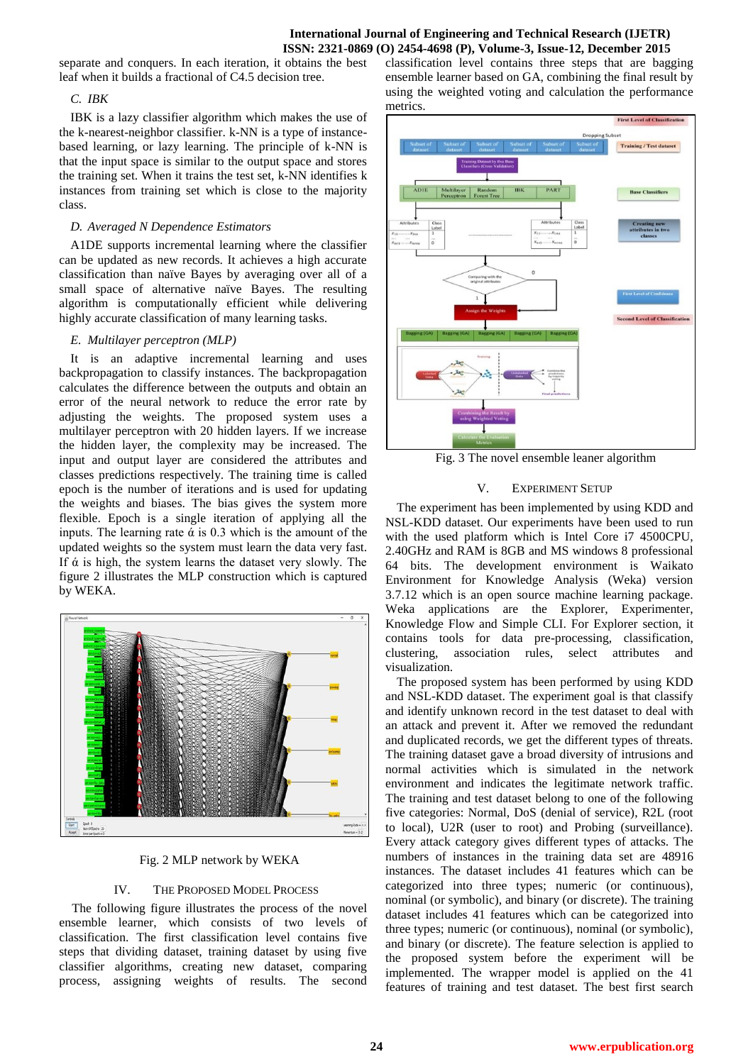separate and conquers. In each iteration, it obtains the best leaf when it builds a fractional of C4.5 decision tree.

### C. IBK

IBK is a lazy classifier algorithm which makes the use of the k-nearest-neighbor classifier. k-NN is a type of instance-based learning, or lazy learning. The principle of k-NN is that the input space is similar to the output space and stores the training set. When it trains the test set, k-NN identifies k instances from training set which is close to the majority class.

### D. Averaged N Dependence Estimators

A1DE supports incremental learning where the classifier can be updated as new records. It achieves a high accurate classification than naïve Bayes by averaging over all of a small space of alternative naïve Bayes. The resulting algorithm is computationally efficient while delivering highly accurate classification of many learning tasks.

### E. Multilayer perceptron (MLP)

It is an adaptive incremental learning and uses backpropagation to classify instances. The backpropagation calculates the difference between the outputs and obtain an error of the neural network to reduce the error rate by adjusting the weights. The proposed system uses a multilayer perceptron with 20 hidden layers. If we increase the hidden layer, the complexity may be increased. The input and output layer are considered the attributes and classes predictions respectively. The training time is called epoch is the number of iterations and is used for updating the weights and biases. The bias gives the system more flexible. Epoch is a single iteration of applying all the inputs. The learning rate ά is 0.3 which is the amount of the updated weights so the system must learn the data very fast. If ά is high, the system learns the dataset very slowly. The figure 2 illustrates the MLP construction which is captured by WEKA.

Fig. 2 MLP network by WEKA

## IV. The Proposed Model Process

The following figure illustrates the process of the novel ensemble learner, which consists of two levels of classification. The first classification level contains five steps that dividing dataset, training dataset by using five classifier algorithms, creating new dataset, comparing process, assigning weights of results. The second classification level contains three steps that are bagging ensemble learner based on GA, combining the final result by using the weighted voting and calculation the performance metrics.

Fig. 3 The novel ensemble leaner algorithm

## V. Experiment Setup

The experiment has been implemented by using KDD and NSL-KDD dataset. Our experiments have been used to run with the used platform which is Intel Core i7 4500CPU, 2.40GHz and RAM is 8GB and MS windows 8 professional 64 bits. The development environment is Waikato Environment for Knowledge Analysis (Weka) version 3.7.12 which is an open source machine learning package. Weka applications are the Explorer, Experimenter, Knowledge Flow and Simple CLI. For Explorer section, it contains tools for data pre-processing, classification, clustering, association rules, select attributes and visualization.

The proposed system has been performed by using KDD and NSL-KDD dataset. The experiment goal is that classify and identify unknown record in the test dataset to deal with an attack and prevent it. After we removed the redundant and duplicated records, we get the different types of threats. The training dataset gave a broad diversity of intrusions and normal activities which is simulated in the network environment and indicates the legitimate network traffic. The training and test dataset belong to one of the following five categories: Normal, DoS (denial of service), R2L (root to local), U2R (user to root) and Probing (surveillance). Every attack category gives different types of attacks. The numbers of instances in the training data set are 48916 instances. The dataset includes 41 features which can be categorized into three types; numeric (or continuous), nominal (or symbolic), and binary (or discrete). The training dataset includes 41 features which can be categorized into three types; numeric (or continuous), nominal (or symbolic), and binary (or discrete). The feature selection is applied to the proposed system before the experiment will be implemented. The wrapper model is applied on the 41 features of training and test dataset. The best first search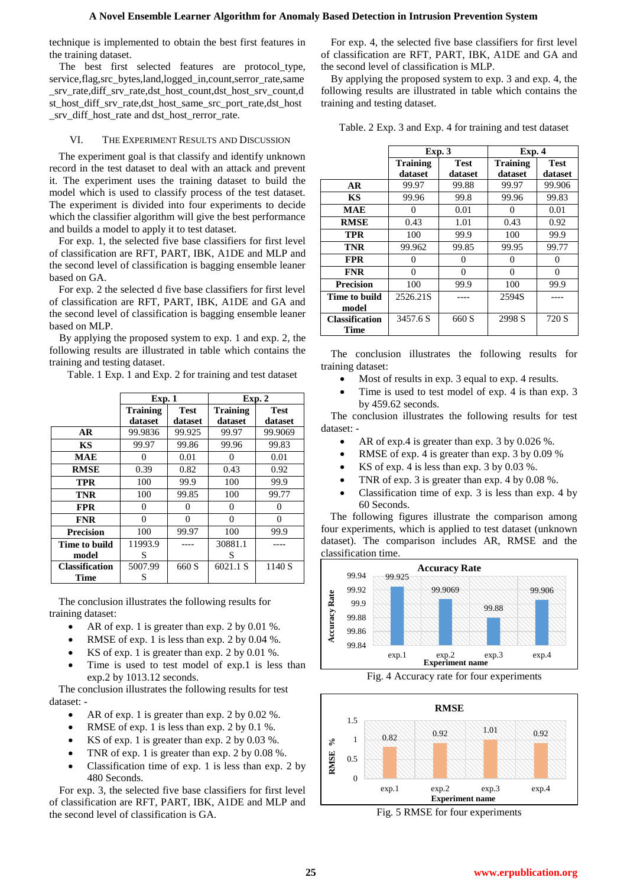technique is implemented to obtain the best first features in the training dataset.

The best first selected features are protocol_type, service,flag,src_bytes,land,logged_in,count,serror_rate,same_srv_rate,diff_srv_rate,dst_host_count,dst_host_srv_count,dst_host_diff_srv_rate,dst_host_same_src_port_rate,dst_host_srv_diff_host_rate and dst_host_rerror_rate.

## VI. The Experiment Results and Discussion

The experiment goal is that classify and identify unknown record in the test dataset to deal with an attack and prevent it. The experiment uses the training dataset to build the model which is used to classify process of the test dataset. The experiment is divided into four experiments to decide which the classifier algorithm will give the best performance and builds a model to apply it to test dataset.

For exp. 1, the selected five base classifiers for first level of classification are RFT, PART, IBK, A1DE and MLP and the second level of classification is bagging ensemble leaner based on GA.

For exp. 2 the selected d five base classifiers for first level of classification are RFT, PART, IBK, A1DE and GA and the second level of classification is bagging ensemble leaner based on MLP.

By applying the proposed system to exp. 1 and exp. 2, the following results are illustrated in table which contains the training and testing dataset.

Table. 1 Exp. 1 and Exp. 2 for training and test dataset

| | Exp. 1 | | Exp. 2 | |
|---|---|---|---|---|
| | Training dataset | Test dataset | Training dataset | Test dataset |
| **AR** | 99.9836 | 99.925 | 99.97 | 99.9069 |
| **KS** | 99.97 | 99.86 | 99.96 | 99.83 |
| **MAE** | 0 | 0.01 | 0 | 0.01 |
| **RMSE** | 0.39 | 0.82 | 0.43 | 0.92 |
| **TPR** | 100 | 99.9 | 100 | 99.9 |
| **TNR** | 100 | 99.85 | 100 | 99.77 |
| **FPR** | 0 | 0 | 0 | 0 |
| **FNR** | 0 | 0 | 0 | 0 |
| **Precision** | 100 | 99.97 | 100 | 99.9 |
| **Time to build model** | 11993.9 S | ---- | 30881.1 S | ---- |
| **Classification Time** | 5007.99 S | 660 S | 6021.1 S | 1140 S |

The conclusion illustrates the following results for training dataset:

- AR of exp. 1 is greater than exp. 2 by 0.01 %.
- RMSE of exp. 1 is less than exp. 2 by 0.04 %.
- KS of exp. 1 is greater than exp. 2 by 0.01 %.
- Time is used to test model of exp.1 is less than exp.2 by 1013.12 seconds.

The conclusion illustrates the following results for test dataset: -

- AR of exp. 1 is greater than exp. 2 by 0.02 %.
- RMSE of exp. 1 is less than exp. 2 by 0.1 %.
- KS of exp. 1 is greater than exp. 2 by 0.03 %.
- TNR of exp. 1 is greater than exp. 2 by 0.08 %.
- Classification time of exp. 1 is less than exp. 2 by 480 Seconds.

For exp. 3, the selected five base classifiers for first level of classification are RFT, PART, IBK, A1DE and MLP and the second level of classification is GA.

For exp. 4, the selected five base classifiers for first level of classification are RFT, PART, IBK, A1DE and GA and the second level of classification is MLP.

By applying the proposed system to exp. 3 and exp. 4, the following results are illustrated in table which contains the training and testing dataset.

Table. 2 Exp. 3 and Exp. 4 for training and test dataset

| | Exp. 3 | | Exp. 4 | |
|---|---|---|---|---|
| | Training dataset | Test dataset | Training dataset | Test dataset |
| **AR** | 99.97 | 99.88 | 99.97 | 99.906 |
| **KS** | 99.96 | 99.8 | 99.96 | 99.83 |
| **MAE** | 0 | 0.01 | 0 | 0.01 |
| **RMSE** | 0.43 | 1.01 | 0.43 | 0.92 |
| **TPR** | 100 | 99.9 | 100 | 99.9 |
| **TNR** | 99.962 | 99.85 | 99.95 | 99.77 |
| **FPR** | 0 | 0 | 0 | 0 |
| **FNR** | 0 | 0 | 0 | 0 |
| **Precision** | 100 | 99.9 | 100 | 99.9 |
| **Time to build model** | 2526.21S | ---- | 2594S | ---- |
| **Classification Time** | 3457.6 S | 660 S | 2998 S | 720 S |

The conclusion illustrates the following results for training dataset:

- Most of results in exp. 3 equal to exp. 4 results.
- Time is used to test model of exp. 4 is than exp. 3 by 459.62 seconds.

The conclusion illustrates the following results for test dataset: -

- AR of exp.4 is greater than exp. 3 by 0.026 %.
- RMSE of exp. 4 is greater than exp. 3 by 0.09 %
- KS of exp. 4 is less than exp. 3 by 0.03 %.
- TNR of exp. 3 is greater than exp. 4 by 0.08 %.
- Classification time of exp. 3 is less than exp. 4 by 60 Seconds.

The following figures illustrate the comparison among four experiments, which is applied to test dataset (unknown dataset). The comparison includes AR, RMSE and the classification time.

Fig. 4 Accuracy rate for four experiments

Fig. 5 RMSE for four experiments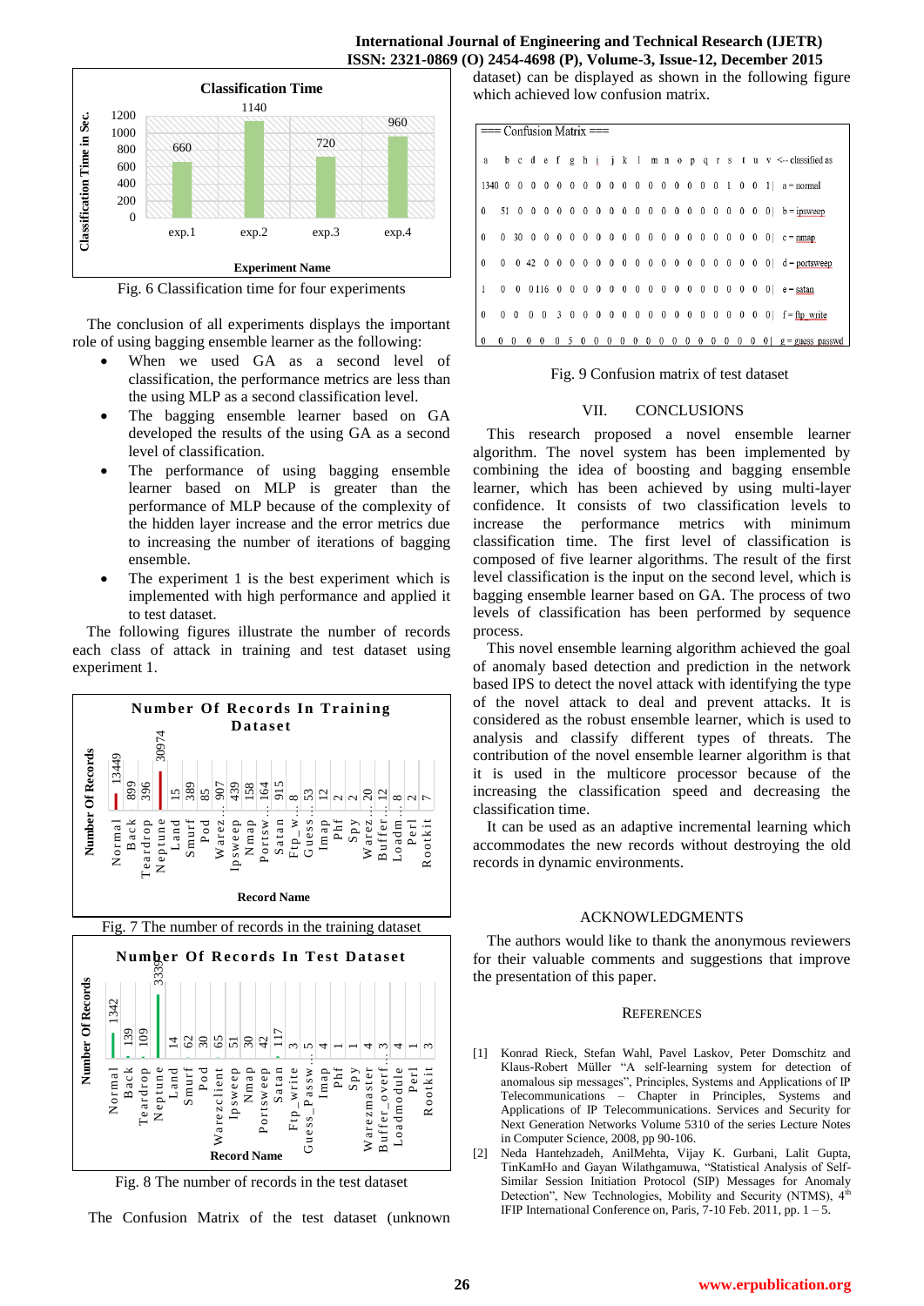Fig. 6 Classification time for four experiments

The conclusion of all experiments displays the important role of using bagging ensemble learner as the following:

- When we used GA as a second level of classification, the performance metrics are less than the using MLP as a second classification level.
- The bagging ensemble learner based on GA developed the results of the using GA as a second level of classification.
- The performance of using bagging ensemble learner based on MLP is greater than the performance of MLP because of the complexity of the hidden layer increase and the error metrics due to increasing the number of iterations of bagging ensemble.
- The experiment 1 is the best experiment which is implemented with high performance and applied it to test dataset.

The following figures illustrate the number of records each class of attack in training and test dataset using experiment 1.

Fig. 7 The number of records in the training dataset

Fig. 8 The number of records in the test dataset

The Confusion Matrix of the test dataset (unknown dataset) can be displayed as shown in the following figure which achieved low confusion matrix.

Fig. 9 Confusion matrix of test dataset

## VII. CONCLUSIONS

This research proposed a novel ensemble learner algorithm. The novel system has been implemented by combining the idea of boosting and bagging ensemble learner, which has been achieved by using multi-layer confidence. It consists of two classification levels to increase the performance metrics with minimum classification time. The first level of classification is composed of five learner algorithms. The result of the first level classification is the input on the second level, which is bagging ensemble learner based on GA. The process of two levels of classification has been performed by sequence process.

This novel ensemble learning algorithm achieved the goal of anomaly based detection and prediction in the network based IPS to detect the novel attack with identifying the type of the novel attack to deal and prevent attacks. It is considered as the robust ensemble learner, which is used to analysis and classify different types of threats. The contribution of the novel ensemble learner algorithm is that it is used in the multicore processor because of the increasing the classification speed and decreasing the classification time.

It can be used as an adaptive incremental learning which accommodates the new records without destroying the old records in dynamic environments.

## ACKNOWLEDGMENTS

The authors would like to thank the anonymous reviewers for their valuable comments and suggestions that improve the presentation of this paper.

## REFERENCES

[1] Konrad Rieck, Stefan Wahl, Pavel Laskov, Peter Domschitz and Klaus-Robert Müller "A self-learning system for detection of anomalous sip messages", Principles, Systems and Applications of IP Telecommunications – Chapter in Principles, Systems and Applications of IP Telecommunications. Services and Security for Next Generation Networks Volume 5310 of the series Lecture Notes in Computer Science, 2008, pp 90-106.

[2] Neda Hantehzadeh, AnilMehta, Vijay K. Gurbani, Lalit Gupta, TinKamHo and Gayan Wilathgamuwa, "Statistical Analysis of Self-Similar Session Initiation Protocol (SIP) Messages for Anomaly Detection", New Technologies, Mobility and Security (NTMS), 4th IFIP International Conference on, Paris, 7-10 Feb. 2011, pp. 1 – 5.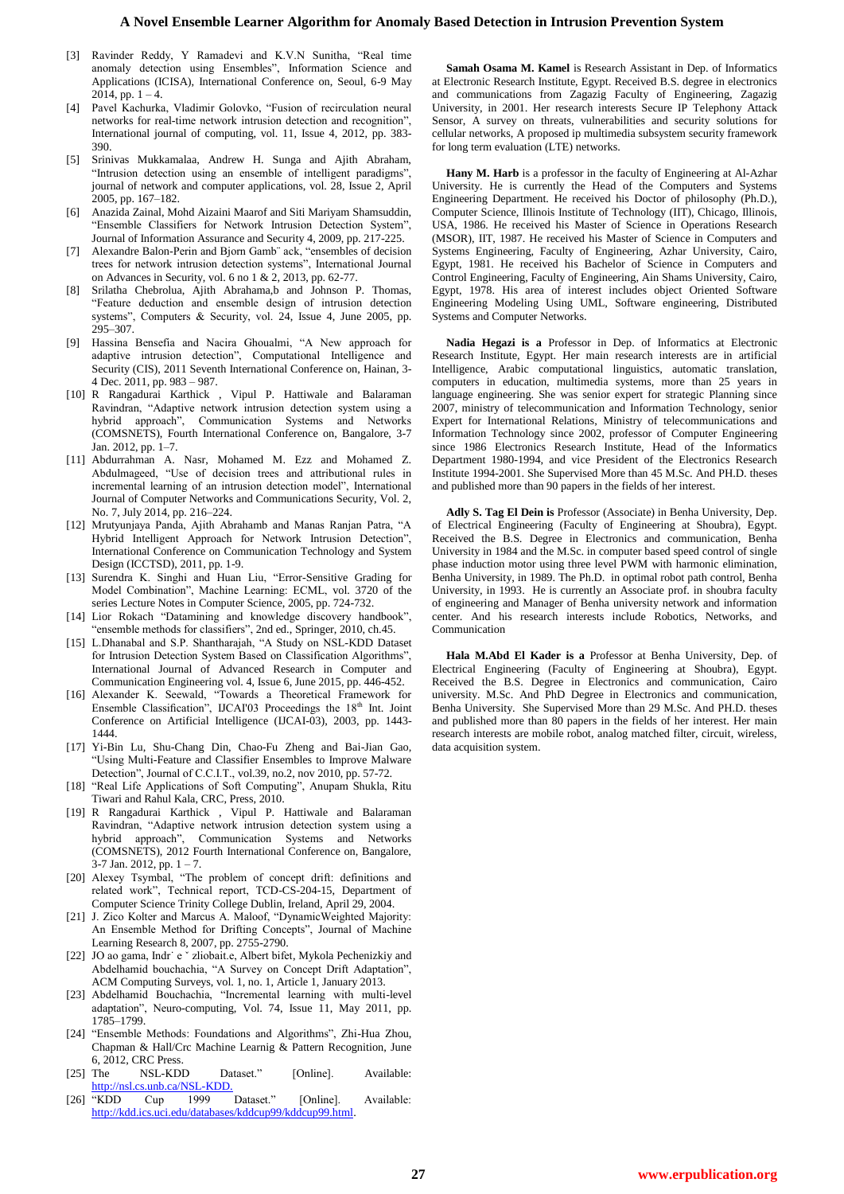[3] Ravinder Reddy, Y Ramadevi and K.V.N Sunitha, "Real time anomaly detection using Ensembles", Information Science and Applications (ICISA), International Conference on, Seoul, 6-9 May 2014, pp. 1 – 4.

[4] Pavel Kachurka, Vladimir Golovko, "Fusion of recirculation neural networks for real-time network intrusion detection and recognition", International journal of computing, vol. 11, Issue 4, 2012, pp. 383-390.

[5] Srinivas Mukkamalaa, Andrew H. Sunga and Ajith Abraham, "Intrusion detection using an ensemble of intelligent paradigms", journal of network and computer applications, vol. 28, Issue 2, April 2005, pp. 167–182.

[6] Anazida Zainal, Mohd Aizaini Maarof and Siti Mariyam Shamsuddin, "Ensemble Classifiers for Network Intrusion Detection System", Journal of Information Assurance and Security 4, 2009, pp. 217-225.

[7] Alexandre Balon-Perin and Bjorn Gamb¨ ack, "ensembles of decision trees for network intrusion detection systems", International Journal on Advances in Security, vol. 6 no 1 & 2, 2013, pp. 62-77.

[8] Srilatha Chebrolua, Ajith Abrahama,b and Johnson P. Thomas, "Feature deduction and ensemble design of intrusion detection systems", Computers & Security, vol. 24, Issue 4, June 2005, pp. 295–307.

[9] Hassina Bensefia and Nacira Ghoualmi, "A New approach for adaptive intrusion detection", Computational Intelligence and Security (CIS), 2011 Seventh International Conference on, Hainan, 3-4 Dec. 2011, pp. 983 – 987.

[10] R Rangadurai Karthick , Vipul P. Hattiwale and Balaraman Ravindran, "Adaptive network intrusion detection system using a hybrid approach", Communication Systems and Networks (COMSNETS), Fourth International Conference on, Bangalore, 3-7 Jan. 2012, pp. 1–7.

[11] Abdurrahman A. Nasr, Mohamed M. Ezz and Mohamed Z. Abdulmageed, "Use of decision trees and attributional rules in incremental learning of an intrusion detection model", International Journal of Computer Networks and Communications Security, Vol. 2, No. 7, July 2014, pp. 216–224.

[12] Mrutyunjaya Panda, Ajith Abrahamb and Manas Ranjan Patra, "A Hybrid Intelligent Approach for Network Intrusion Detection", International Conference on Communication Technology and System Design (ICCTSD), 2011, pp. 1-9.

[13] Surendra K. Singhi and Huan Liu, "Error-Sensitive Grading for Model Combination", Machine Learning: ECML, vol. 3720 of the series Lecture Notes in Computer Science, 2005, pp. 724-732.

[14] Lior Rokach "Datamining and knowledge discovery handbook", "ensemble methods for classifiers", 2nd ed., Springer, 2010, ch.45.

[15] L.Dhanabal and S.P. Shantharajah, "A Study on NSL-KDD Dataset for Intrusion Detection System Based on Classification Algorithms", International Journal of Advanced Research in Computer and Communication Engineering vol. 4, Issue 6, June 2015, pp. 446-452.

[16] Alexander K. Seewald, "Towards a Theoretical Framework for Ensemble Classification", IJCAI'03 Proceedings the 18th Int. Joint Conference on Artificial Intelligence (IJCAI-03), 2003, pp. 1443-1444.

[17] Yi-Bin Lu, Shu-Chang Din, Chao-Fu Zheng and Bai-Jian Gao, "Using Multi-Feature and Classifier Ensembles to Improve Malware Detection", Journal of C.C.I.T., vol.39, no.2, nov 2010, pp. 57-72.

[18] "Real Life Applications of Soft Computing", Anupam Shukla, Ritu Tiwari and Rahul Kala, CRC, Press, 2010.

[19] R Rangadurai Karthick , Vipul P. Hattiwale and Balaraman Ravindran, "Adaptive network intrusion detection system using a hybrid approach", Communication Systems and Networks (COMSNETS), 2012 Fourth International Conference on, Bangalore, 3-7 Jan. 2012, pp. 1 – 7.

[20] Alexey Tsymbal, "The problem of concept drift: definitions and related work", Technical report, TCD-CS-204-15, Department of Computer Science Trinity College Dublin, Ireland, April 29, 2004.

[21] J. Zico Kolter and Marcus A. Maloof, "DynamicWeighted Majority: An Ensemble Method for Drifting Concepts", Journal of Machine Learning Research 8, 2007, pp. 2755-2790.

[22] JO ao gama, Indr˙ e ˇ zliobait.e, Albert bifet, Mykola Pechenizkiy and Abdelhamid bouchachia, "A Survey on Concept Drift Adaptation", ACM Computing Surveys, vol. 1, no. 1, Article 1, January 2013.

[23] Abdelhamid Bouchachia, "Incremental learning with multi-level adaptation", Neuro-computing, Vol. 74, Issue 11, May 2011, pp. 1785–1799.

[24] "Ensemble Methods: Foundations and Algorithms", Zhi-Hua Zhou, Chapman & Hall/Crc Machine Learnig & Pattern Recognition, June 6, 2012, CRC Press.

[25] The NSL-KDD Dataset." [Online]. Available: http://nsl.cs.unb.ca/NSL-KDD.

[26] "KDD Cup 1999 Dataset." [Online]. Available: http://kdd.ics.uci.edu/databases/kddcup99/kddcup99.html.

**Samah Osama M. Kamel** is Research Assistant in Dep. of Informatics at Electronic Research Institute, Egypt. Received B.S. degree in electronics and communications from Zagazig Faculty of Engineering, Zagazig University, in 2001. Her research interests Secure IP Telephony Attack Sensor, A survey on threats, vulnerabilities and security solutions for cellular networks, A proposed ip multimedia subsystem security framework for long term evaluation (LTE) networks.

**Hany M. Harb** is a professor in the faculty of Engineering at Al-Azhar University. He is currently the Head of the Computers and Systems Engineering Department. He received his Doctor of philosophy (Ph.D.), Computer Science, Illinois Institute of Technology (IIT), Chicago, Illinois, USA, 1986. He received his Master of Science in Operations Research (MSOR), IIT, 1987. He received his Master of Science in Computers and Systems Engineering, Faculty of Engineering, Azhar University, Cairo, Egypt, 1981. He received his Bachelor of Science in Computers and Control Engineering, Faculty of Engineering, Ain Shams University, Cairo, Egypt, 1978. His area of interest includes object Oriented Software Engineering Modeling Using UML, Software engineering, Distributed Systems and Computer Networks.

**Nadia Hegazi is a** Professor in Dep. of Informatics at Electronic Research Institute, Egypt. Her main research interests are in artificial Intelligence, Arabic computational linguistics, automatic translation, computers in education, multimedia systems, more than 25 years in language engineering. She was senior expert for strategic Planning since 2007, ministry of telecommunication and Information Technology, senior Expert for International Relations, Ministry of telecommunications and Information Technology since 2002, professor of Computer Engineering since 1986 Electronics Research Institute, Head of the Informatics Department 1980-1994, and vice President of the Electronics Research Institute 1994-2001. She Supervised More than 45 M.Sc. And PH.D. theses and published more than 90 papers in the fields of her interest.

**Adly S. Tag El Dein is** Professor (Associate) in Benha University, Dep. of Electrical Engineering (Faculty of Engineering at Shoubra), Egypt. Received the B.S. Degree in Electronics and communication, Benha University in 1984 and the M.Sc. in computer based speed control of single phase induction motor using three level PWM with harmonic elimination, Benha University, in 1989. The Ph.D. in optimal robot path control, Benha University, in 1993. He is currently an Associate prof. in shoubra faculty of engineering and Manager of Benha university network and information center. And his research interests include Robotics, Networks, and Communication

**Hala M.Abd El Kader is a** Professor at Benha University, Dep. of Electrical Engineering (Faculty of Engineering at Shoubra), Egypt. Received the B.S. Degree in Electronics and communication, Cairo university. M.Sc. And PhD Degree in Electronics and communication, Benha University. She Supervised More than 29 M.Sc. And PH.D. theses and published more than 80 papers in the fields of her interest. Her main research interests are mobile robot, analog matched filter, circuit, wireless, data acquisition system.